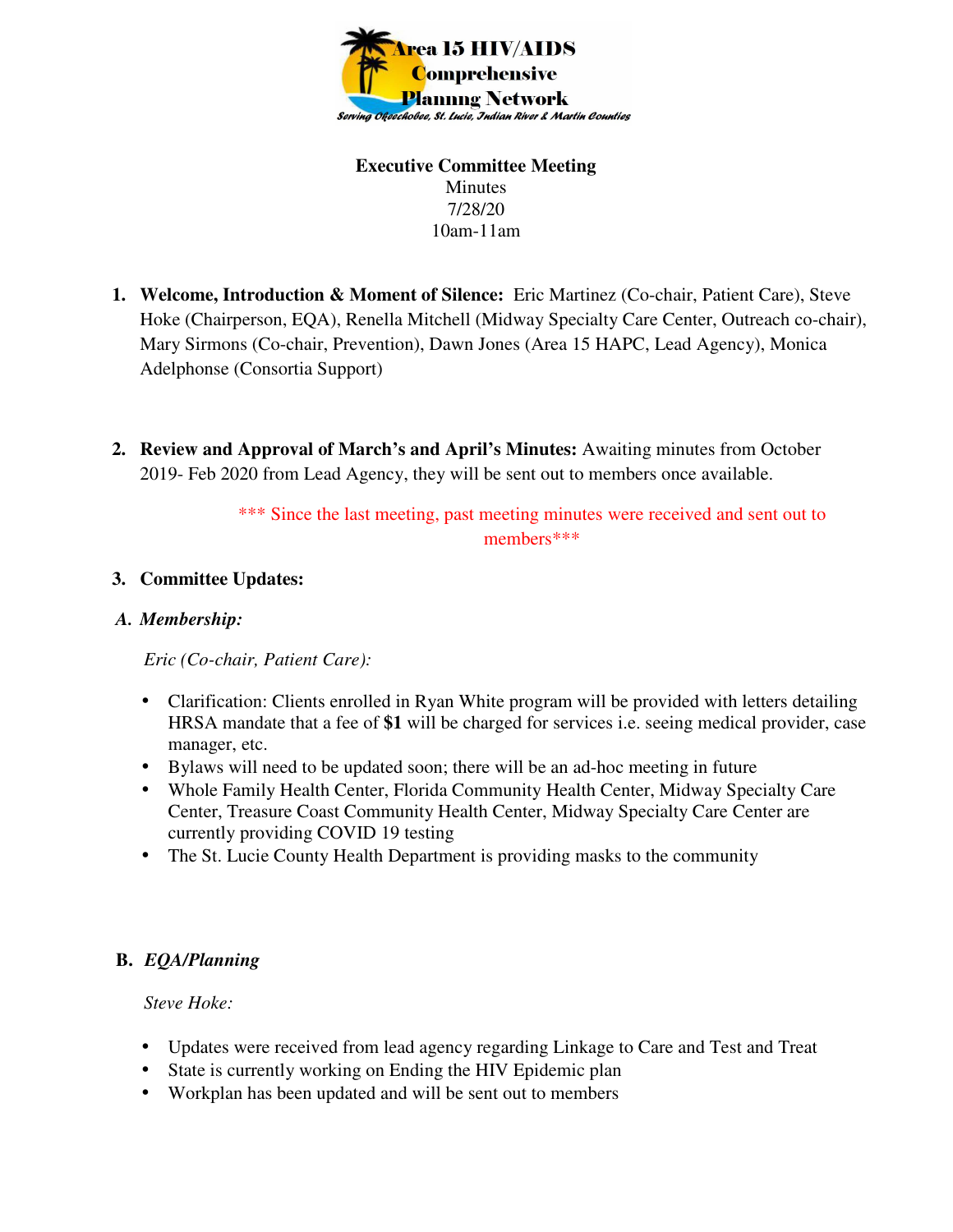Area 15 HIV/AIDS Comprehensive Planning Network

*Serving Okeechobee, St. Lucie, Indian River & Martin Counties*

**Executive Committee Meeting**

Minutes

7/28/20

10am-11am

1. **Welcome, Introduction & Moment of Silence:** Eric Martinez (Co-chair, Patient Care), Steve Hoke (Chairperson, EQA), Renella Mitchell (Midway Specialty Care Center, Outreach co-chair), Mary Sirmons (Co-chair, Prevention), Dawn Jones (Area 15 HAPC, Lead Agency), Monica Adelphonse (Consortia Support)

2. **Review and Approval of March's and April's Minutes:** Awaiting minutes from October 2019- Feb 2020 from Lead Agency, they will be sent out to members once available.

   *** Since the last meeting, past meeting minutes were received and sent out to members***

3. **Committee Updates:**

**A. *Membership:***

*Eric (Co-chair, Patient Care):*

- Clarification: Clients enrolled in Ryan White program will be provided with letters detailing HRSA mandate that a fee of **$1** will be charged for services i.e. seeing medical provider, case manager, etc.
- Bylaws will need to be updated soon; there will be an ad-hoc meeting in future
- Whole Family Health Center, Florida Community Health Center, Midway Specialty Care Center, Treasure Coast Community Health Center, Midway Specialty Care Center are currently providing COVID 19 testing
- The St. Lucie County Health Department is providing masks to the community

**B. *EQA/Planning***

*Steve Hoke:*

- Updates were received from lead agency regarding Linkage to Care and Test and Treat
- State is currently working on Ending the HIV Epidemic plan
- Workplan has been updated and will be sent out to members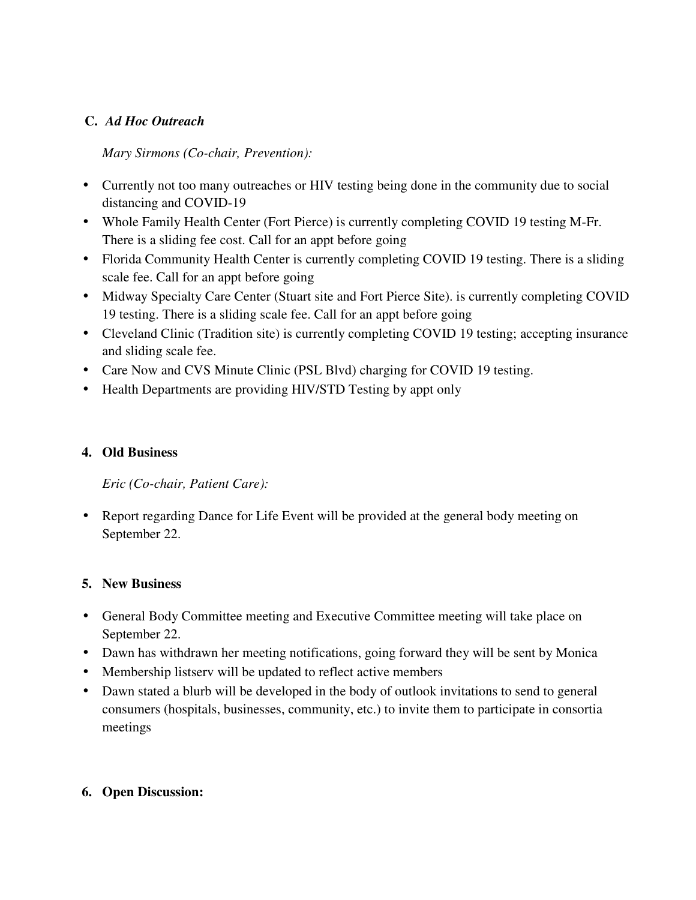**C.** ***Ad Hoc Outreach***

*Mary Sirmons (Co-chair, Prevention):*

- Currently not too many outreaches or HIV testing being done in the community due to social distancing and COVID-19
- Whole Family Health Center (Fort Pierce) is currently completing COVID 19 testing M-Fr. There is a sliding fee cost. Call for an appt before going
- Florida Community Health Center is currently completing COVID 19 testing. There is a sliding scale fee. Call for an appt before going
- Midway Specialty Care Center (Stuart site and Fort Pierce Site). is currently completing COVID 19 testing. There is a sliding scale fee. Call for an appt before going
- Cleveland Clinic (Tradition site) is currently completing COVID 19 testing; accepting insurance and sliding scale fee.
- Care Now and CVS Minute Clinic (PSL Blvd) charging for COVID 19 testing.
- Health Departments are providing HIV/STD Testing by appt only

**4. Old Business**

*Eric (Co-chair, Patient Care):*

- Report regarding Dance for Life Event will be provided at the general body meeting on September 22.

**5. New Business**

- General Body Committee meeting and Executive Committee meeting will take place on September 22.
- Dawn has withdrawn her meeting notifications, going forward they will be sent by Monica
- Membership listserv will be updated to reflect active members
- Dawn stated a blurb will be developed in the body of outlook invitations to send to general consumers (hospitals, businesses, community, etc.) to invite them to participate in consortia meetings

**6. Open Discussion:**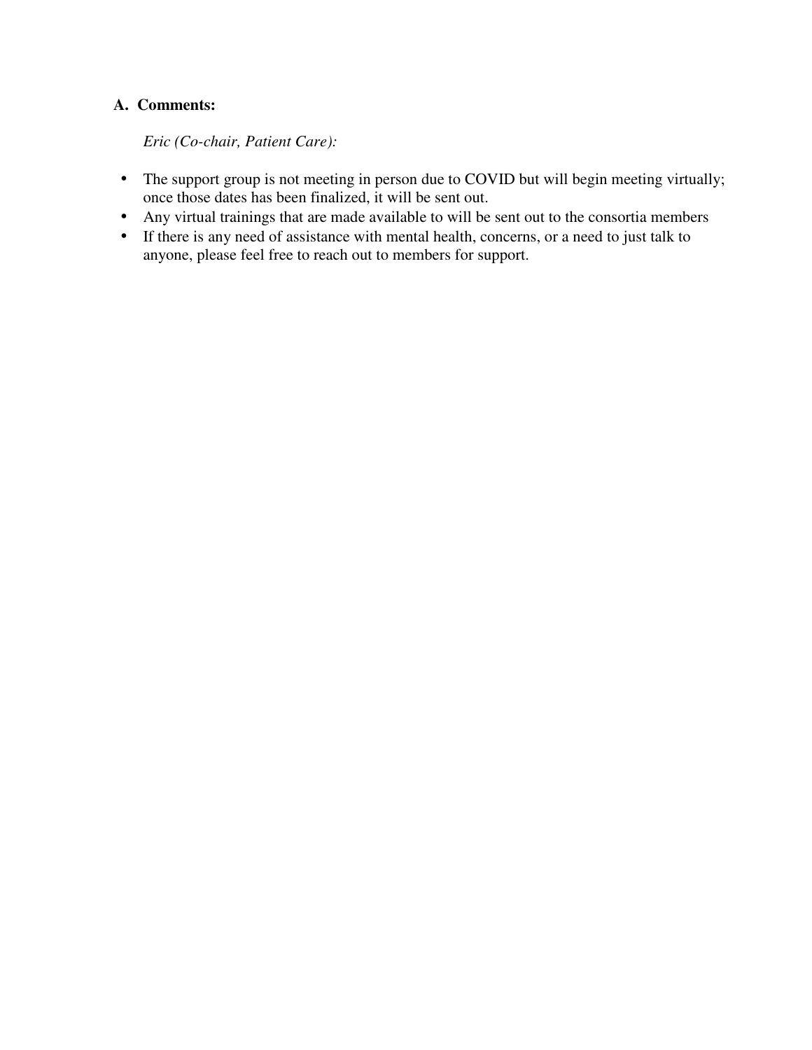**A. Comments:**

*Eric (Co-chair, Patient Care):*

- The support group is not meeting in person due to COVID but will begin meeting virtually; once those dates has been finalized, it will be sent out.
- Any virtual trainings that are made available to will be sent out to the consortia members
- If there is any need of assistance with mental health, concerns, or a need to just talk to anyone, please feel free to reach out to members for support.